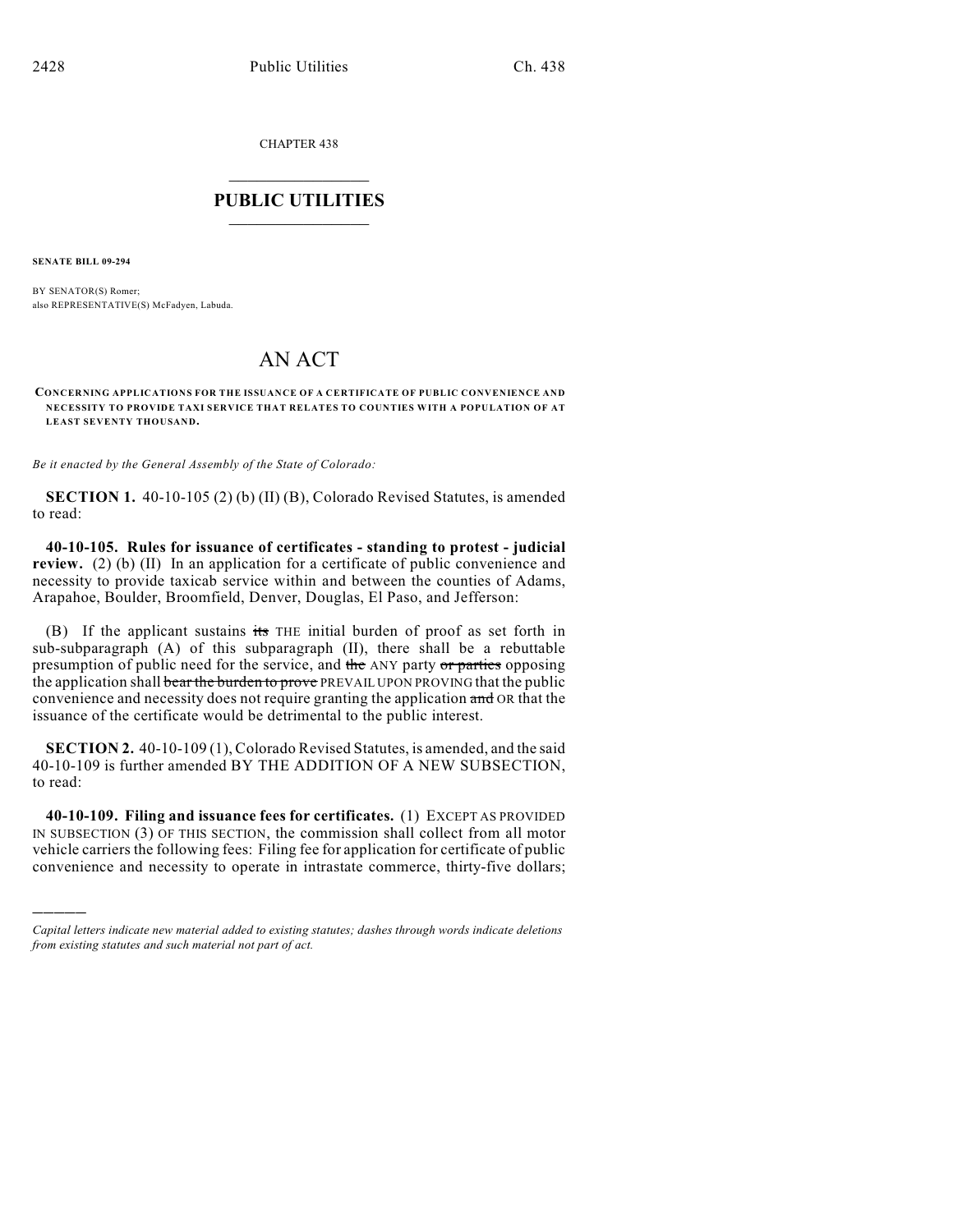CHAPTER 438

# PUBLIC UTILITIES

**SENATE BILL 09-294**

BY SENATOR(S) Romer;
also REPRESENTATIVE(S) McFadyen, Labuda.

# AN ACT

**CONCERNING APPLICATIONS FOR THE ISSUANCE OF A CERTIFICATE OF PUBLIC CONVENIENCE AND NECESSITY TO PROVIDE TAXI SERVICE THAT RELATES TO COUNTIES WITH A POPULATION OF AT LEAST SEVENTY THOUSAND.**

*Be it enacted by the General Assembly of the State of Colorado:*

**SECTION 1.** 40-10-105 (2) (b) (II) (B), Colorado Revised Statutes, is amended to read:

**40-10-105. Rules for issuance of certificates - standing to protest - judicial review.** (2) (b) (II) In an application for a certificate of public convenience and necessity to provide taxicab service within and between the counties of Adams, Arapahoe, Boulder, Broomfield, Denver, Douglas, El Paso, and Jefferson:

(B) If the applicant sustains ~~its~~ THE initial burden of proof as set forth in sub-subparagraph (A) of this subparagraph (II), there shall be a rebuttable presumption of public need for the service, and ~~the~~ ANY party ~~or parties~~ opposing the application shall ~~bear the burden to prove~~ PREVAIL UPON PROVING that the public convenience and necessity does not require granting the application ~~and~~ OR that the issuance of the certificate would be detrimental to the public interest.

**SECTION 2.** 40-10-109 (1), Colorado Revised Statutes, is amended, and the said 40-10-109 is further amended BY THE ADDITION OF A NEW SUBSECTION, to read:

**40-10-109. Filing and issuance fees for certificates.** (1) EXCEPT AS PROVIDED IN SUBSECTION (3) OF THIS SECTION, the commission shall collect from all motor vehicle carriers the following fees: Filing fee for application for certificate of public convenience and necessity to operate in intrastate commerce, thirty-five dollars;

---

*Capital letters indicate new material added to existing statutes; dashes through words indicate deletions from existing statutes and such material not part of act.*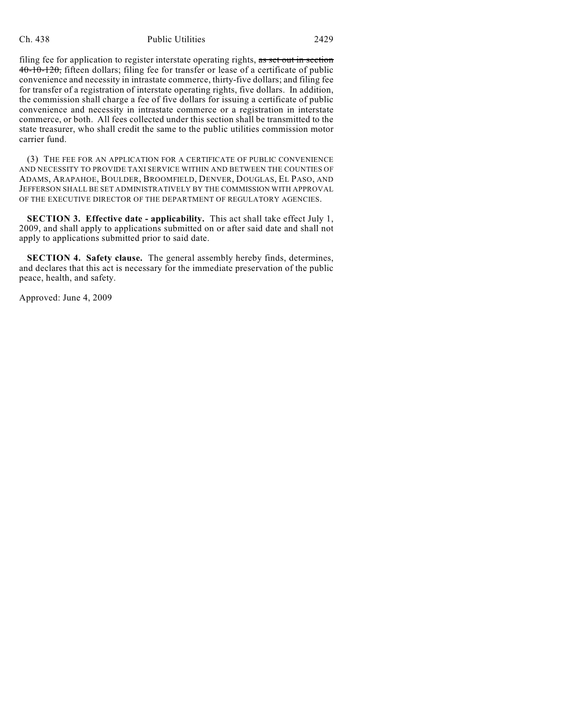filing fee for application to register interstate operating rights, ~~as set out in section 40-10-120,~~ fifteen dollars; filing fee for transfer or lease of a certificate of public convenience and necessity in intrastate commerce, thirty-five dollars; and filing fee for transfer of a registration of interstate operating rights, five dollars. In addition, the commission shall charge a fee of five dollars for issuing a certificate of public convenience and necessity in intrastate commerce or a registration in interstate commerce, or both. All fees collected under this section shall be transmitted to the state treasurer, who shall credit the same to the public utilities commission motor carrier fund.

(3) THE FEE FOR AN APPLICATION FOR A CERTIFICATE OF PUBLIC CONVENIENCE AND NECESSITY TO PROVIDE TAXI SERVICE WITHIN AND BETWEEN THE COUNTIES OF ADAMS, ARAPAHOE, BOULDER, BROOMFIELD, DENVER, DOUGLAS, EL PASO, AND JEFFERSON SHALL BE SET ADMINISTRATIVELY BY THE COMMISSION WITH APPROVAL OF THE EXECUTIVE DIRECTOR OF THE DEPARTMENT OF REGULATORY AGENCIES.

**SECTION 3. Effective date - applicability.** This act shall take effect July 1, 2009, and shall apply to applications submitted on or after said date and shall not apply to applications submitted prior to said date.

**SECTION 4. Safety clause.** The general assembly hereby finds, determines, and declares that this act is necessary for the immediate preservation of the public peace, health, and safety.

Approved: June 4, 2009